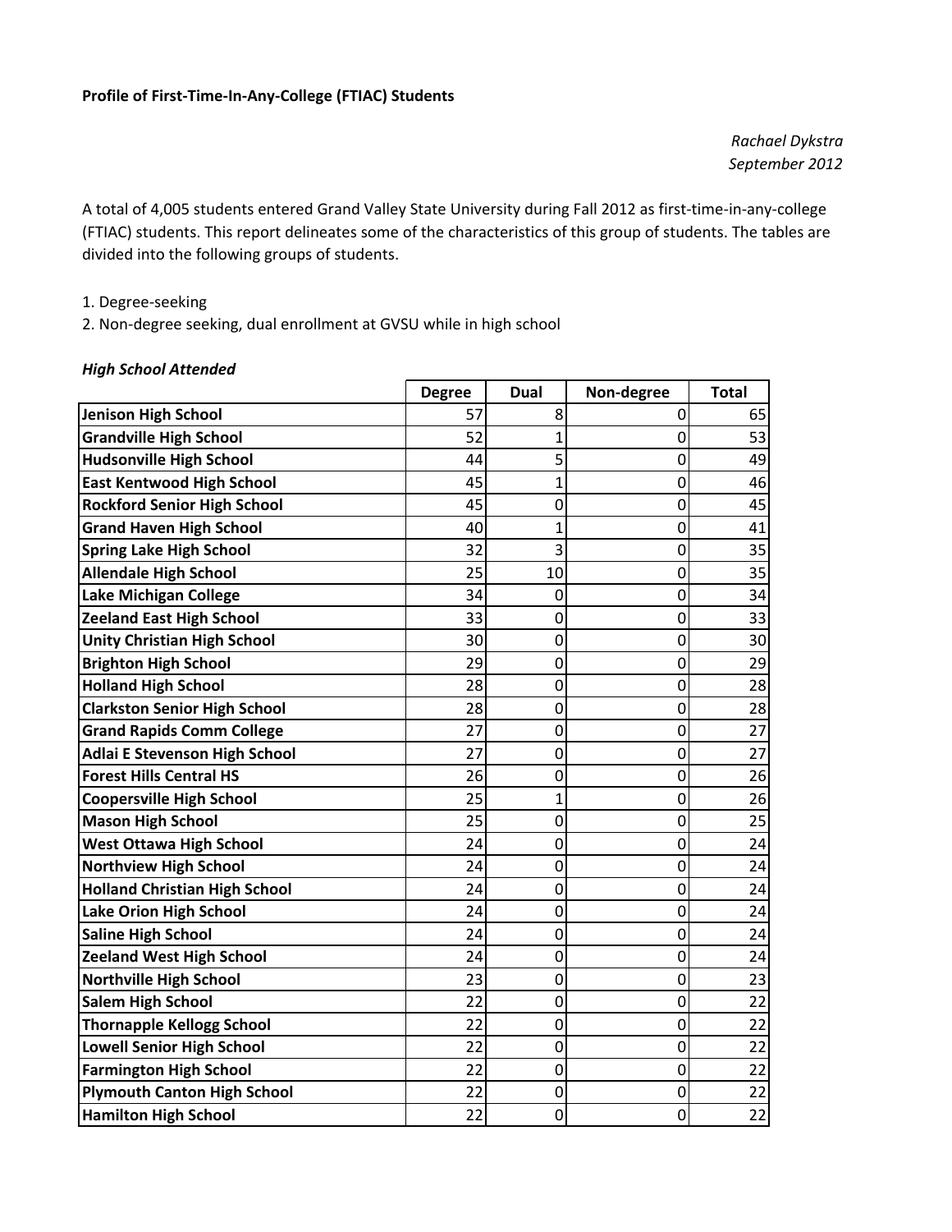**Profile of First-Time-In-Any-College (FTIAC) Students**

*Rachael Dykstra*
*September 2012*

A total of 4,005 students entered Grand Valley State University during Fall 2012 as first-time-in-any-college (FTIAC) students. This report delineates some of the characteristics of this group of students. The tables are divided into the following groups of students.

1. Degree-seeking
2. Non-degree seeking, dual enrollment at GVSU while in high school

***High School Attended***

| | Degree | Dual | Non-degree | Total |
|---|---|---|---|---|
| **Jenison High School** | 57 | 8 | 0 | 65 |
| **Grandville High School** | 52 | 1 | 0 | 53 |
| **Hudsonville High School** | 44 | 5 | 0 | 49 |
| **East Kentwood High School** | 45 | 1 | 0 | 46 |
| **Rockford Senior High School** | 45 | 0 | 0 | 45 |
| **Grand Haven High School** | 40 | 1 | 0 | 41 |
| **Spring Lake High School** | 32 | 3 | 0 | 35 |
| **Allendale High School** | 25 | 10 | 0 | 35 |
| **Lake Michigan College** | 34 | 0 | 0 | 34 |
| **Zeeland East High School** | 33 | 0 | 0 | 33 |
| **Unity Christian High School** | 30 | 0 | 0 | 30 |
| **Brighton High School** | 29 | 0 | 0 | 29 |
| **Holland High School** | 28 | 0 | 0 | 28 |
| **Clarkston Senior High School** | 28 | 0 | 0 | 28 |
| **Grand Rapids Comm College** | 27 | 0 | 0 | 27 |
| **Adlai E Stevenson High School** | 27 | 0 | 0 | 27 |
| **Forest Hills Central HS** | 26 | 0 | 0 | 26 |
| **Coopersville High School** | 25 | 1 | 0 | 26 |
| **Mason High School** | 25 | 0 | 0 | 25 |
| **West Ottawa High School** | 24 | 0 | 0 | 24 |
| **Northview High School** | 24 | 0 | 0 | 24 |
| **Holland Christian High School** | 24 | 0 | 0 | 24 |
| **Lake Orion High School** | 24 | 0 | 0 | 24 |
| **Saline High School** | 24 | 0 | 0 | 24 |
| **Zeeland West High School** | 24 | 0 | 0 | 24 |
| **Northville High School** | 23 | 0 | 0 | 23 |
| **Salem High School** | 22 | 0 | 0 | 22 |
| **Thornapple Kellogg School** | 22 | 0 | 0 | 22 |
| **Lowell Senior High School** | 22 | 0 | 0 | 22 |
| **Farmington High School** | 22 | 0 | 0 | 22 |
| **Plymouth Canton High School** | 22 | 0 | 0 | 22 |
| **Hamilton High School** | 22 | 0 | 0 | 22 |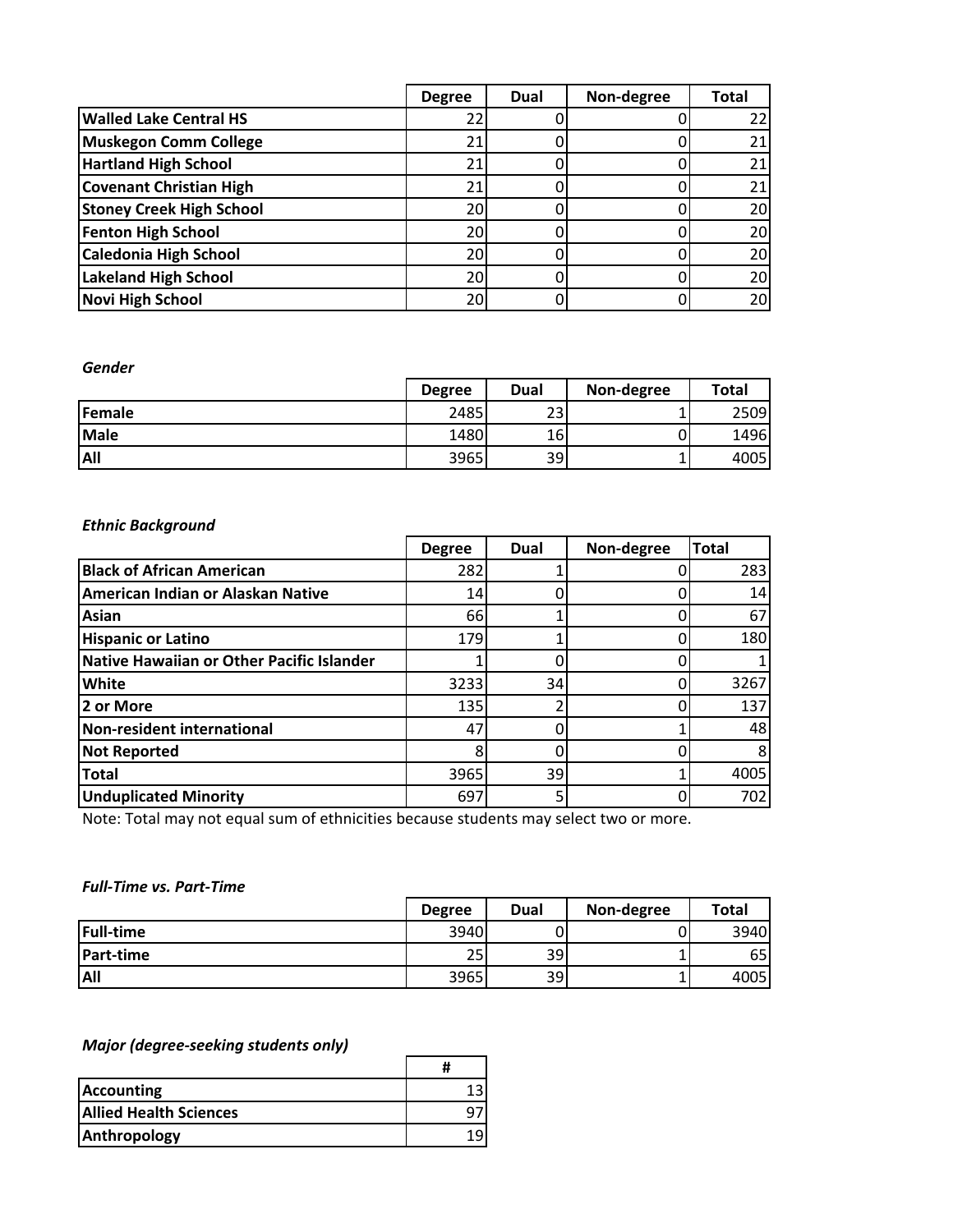| | Degree | Dual | Non-degree | Total |
|---|---|---|---|---|
| **Walled Lake Central HS** | 22 | 0 | 0 | 22 |
| **Muskegon Comm College** | 21 | 0 | 0 | 21 |
| **Hartland High School** | 21 | 0 | 0 | 21 |
| **Covenant Christian High** | 21 | 0 | 0 | 21 |
| **Stoney Creek High School** | 20 | 0 | 0 | 20 |
| **Fenton High School** | 20 | 0 | 0 | 20 |
| **Caledonia High School** | 20 | 0 | 0 | 20 |
| **Lakeland High School** | 20 | 0 | 0 | 20 |
| **Novi High School** | 20 | 0 | 0 | 20 |

***Gender***

| | Degree | Dual | Non-degree | Total |
|---|---|---|---|---|
| **Female** | 2485 | 23 | 1 | 2509 |
| **Male** | 1480 | 16 | 0 | 1496 |
| **All** | 3965 | 39 | 1 | 4005 |

***Ethnic Background***

| | Degree | Dual | Non-degree | Total |
|---|---|---|---|---|
| **Black of African American** | 282 | 1 | 0 | 283 |
| **American Indian or Alaskan Native** | 14 | 0 | 0 | 14 |
| **Asian** | 66 | 1 | 0 | 67 |
| **Hispanic or Latino** | 179 | 1 | 0 | 180 |
| **Native Hawaiian or Other Pacific Islander** | 1 | 0 | 0 | 1 |
| **White** | 3233 | 34 | 0 | 3267 |
| **2 or More** | 135 | 2 | 0 | 137 |
| **Non-resident international** | 47 | 0 | 1 | 48 |
| **Not Reported** | 8 | 0 | 0 | 8 |
| **Total** | 3965 | 39 | 1 | 4005 |
| **Unduplicated Minority** | 697 | 5 | 0 | 702 |

Note: Total may not equal sum of ethnicities because students may select two or more.

***Full-Time vs. Part-Time***

| | Degree | Dual | Non-degree | Total |
|---|---|---|---|---|
| **Full-time** | 3940 | 0 | 0 | 3940 |
| **Part-time** | 25 | 39 | 1 | 65 |
| **All** | 3965 | 39 | 1 | 4005 |

***Major (degree-seeking students only)***

| | # |
|---|---|
| **Accounting** | 13 |
| **Allied Health Sciences** | 97 |
| **Anthropology** | 19 |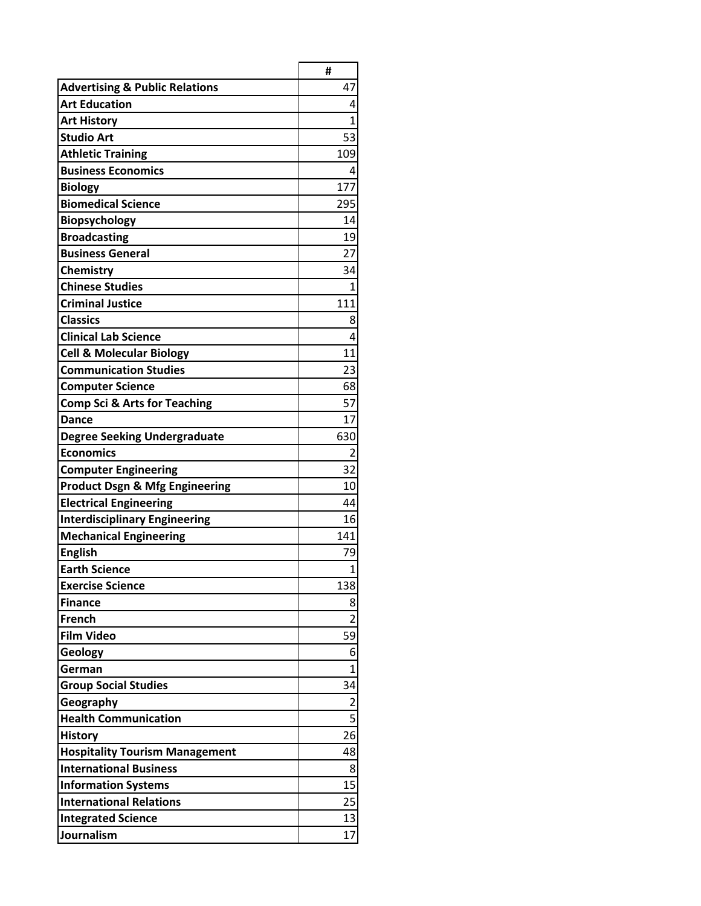| | # |
|---|---|
| **Advertising & Public Relations** | 47 |
| **Art Education** | 4 |
| **Art History** | 1 |
| **Studio Art** | 53 |
| **Athletic Training** | 109 |
| **Business Economics** | 4 |
| **Biology** | 177 |
| **Biomedical Science** | 295 |
| **Biopsychology** | 14 |
| **Broadcasting** | 19 |
| **Business General** | 27 |
| **Chemistry** | 34 |
| **Chinese Studies** | 1 |
| **Criminal Justice** | 111 |
| **Classics** | 8 |
| **Clinical Lab Science** | 4 |
| **Cell & Molecular Biology** | 11 |
| **Communication Studies** | 23 |
| **Computer Science** | 68 |
| **Comp Sci & Arts for Teaching** | 57 |
| **Dance** | 17 |
| **Degree Seeking Undergraduate** | 630 |
| **Economics** | 2 |
| **Computer Engineering** | 32 |
| **Product Dsgn & Mfg Engineering** | 10 |
| **Electrical Engineering** | 44 |
| **Interdisciplinary Engineering** | 16 |
| **Mechanical Engineering** | 141 |
| **English** | 79 |
| **Earth Science** | 1 |
| **Exercise Science** | 138 |
| **Finance** | 8 |
| **French** | 2 |
| **Film Video** | 59 |
| **Geology** | 6 |
| **German** | 1 |
| **Group Social Studies** | 34 |
| **Geography** | 2 |
| **Health Communication** | 5 |
| **History** | 26 |
| **Hospitality Tourism Management** | 48 |
| **International Business** | 8 |
| **Information Systems** | 15 |
| **International Relations** | 25 |
| **Integrated Science** | 13 |
| **Journalism** | 17 |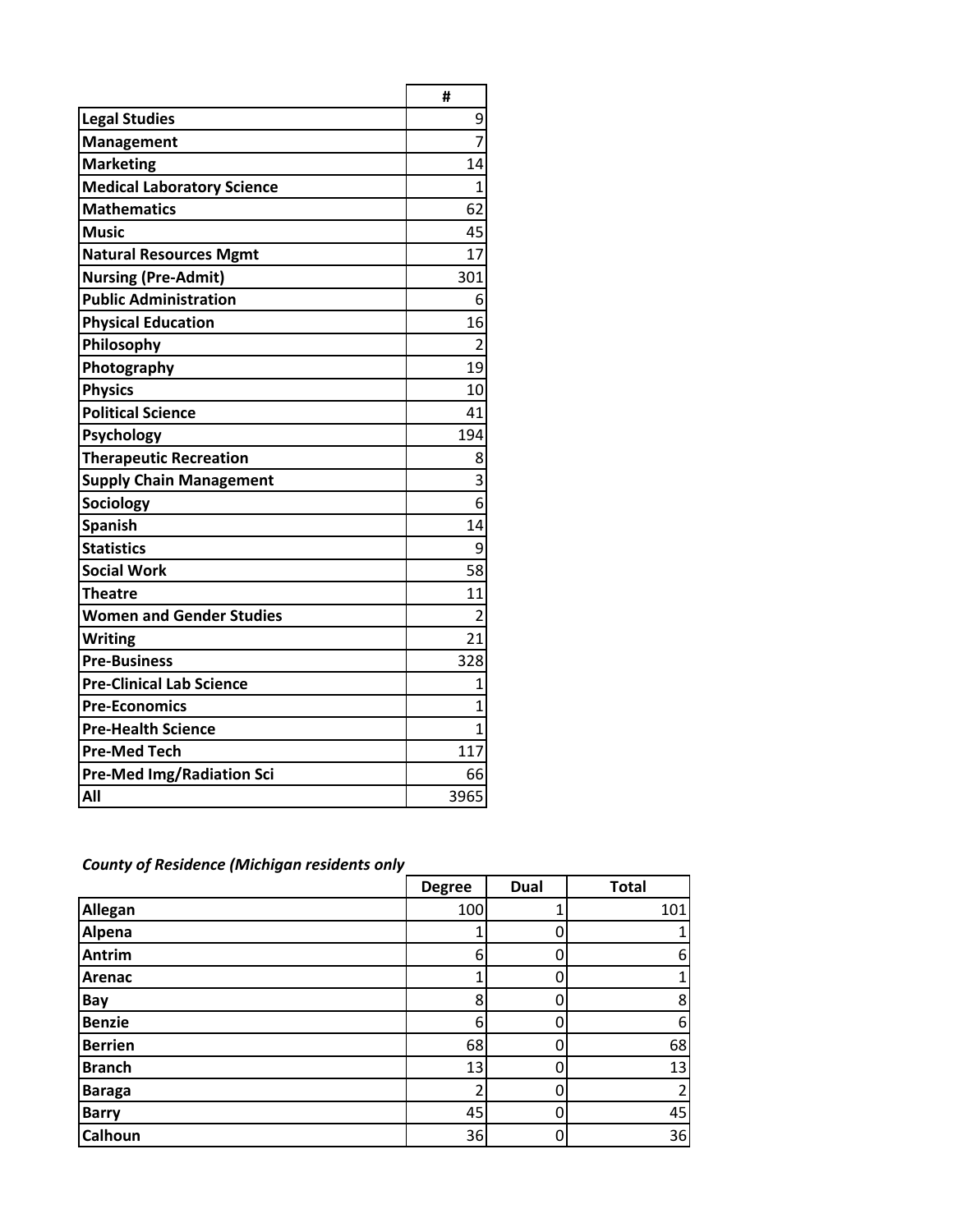| | # |
|---|---|
| **Legal Studies** | 9 |
| **Management** | 7 |
| **Marketing** | 14 |
| **Medical Laboratory Science** | 1 |
| **Mathematics** | 62 |
| **Music** | 45 |
| **Natural Resources Mgmt** | 17 |
| **Nursing (Pre-Admit)** | 301 |
| **Public Administration** | 6 |
| **Physical Education** | 16 |
| **Philosophy** | 2 |
| **Photography** | 19 |
| **Physics** | 10 |
| **Political Science** | 41 |
| **Psychology** | 194 |
| **Therapeutic Recreation** | 8 |
| **Supply Chain Management** | 3 |
| **Sociology** | 6 |
| **Spanish** | 14 |
| **Statistics** | 9 |
| **Social Work** | 58 |
| **Theatre** | 11 |
| **Women and Gender Studies** | 2 |
| **Writing** | 21 |
| **Pre-Business** | 328 |
| **Pre-Clinical Lab Science** | 1 |
| **Pre-Economics** | 1 |
| **Pre-Health Science** | 1 |
| **Pre-Med Tech** | 117 |
| **Pre-Med Img/Radiation Sci** | 66 |
| **All** | 3965 |

***County of Residence (Michigan residents only***

| | Degree | Dual | Total |
|---|---|---|---|
| **Allegan** | 100 | 1 | 101 |
| **Alpena** | 1 | 0 | 1 |
| **Antrim** | 6 | 0 | 6 |
| **Arenac** | 1 | 0 | 1 |
| **Bay** | 8 | 0 | 8 |
| **Benzie** | 6 | 0 | 6 |
| **Berrien** | 68 | 0 | 68 |
| **Branch** | 13 | 0 | 13 |
| **Baraga** | 2 | 0 | 2 |
| **Barry** | 45 | 0 | 45 |
| **Calhoun** | 36 | 0 | 36 |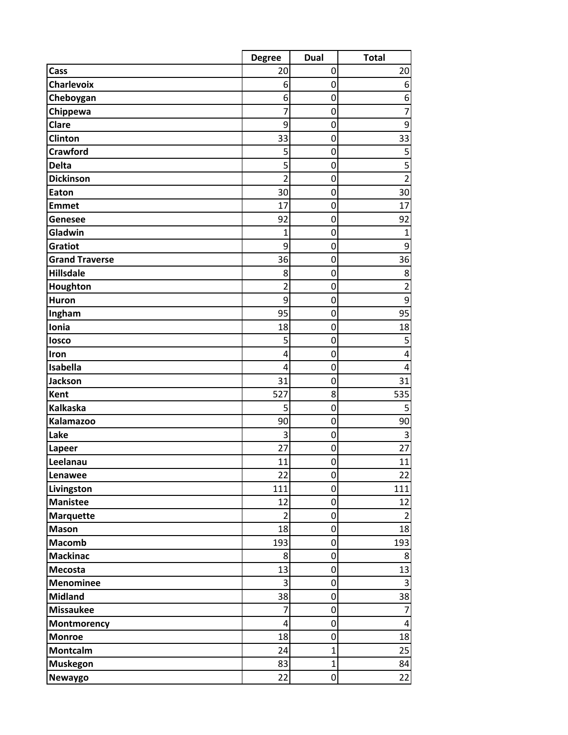| | Degree | Dual | Total |
|---|---|---|---|
| **Cass** | 20 | 0 | 20 |
| **Charlevoix** | 6 | 0 | 6 |
| **Cheboygan** | 6 | 0 | 6 |
| **Chippewa** | 7 | 0 | 7 |
| **Clare** | 9 | 0 | 9 |
| **Clinton** | 33 | 0 | 33 |
| **Crawford** | 5 | 0 | 5 |
| **Delta** | 5 | 0 | 5 |
| **Dickinson** | 2 | 0 | 2 |
| **Eaton** | 30 | 0 | 30 |
| **Emmet** | 17 | 0 | 17 |
| **Genesee** | 92 | 0 | 92 |
| **Gladwin** | 1 | 0 | 1 |
| **Gratiot** | 9 | 0 | 9 |
| **Grand Traverse** | 36 | 0 | 36 |
| **Hillsdale** | 8 | 0 | 8 |
| **Houghton** | 2 | 0 | 2 |
| **Huron** | 9 | 0 | 9 |
| **Ingham** | 95 | 0 | 95 |
| **Ionia** | 18 | 0 | 18 |
| **Iosco** | 5 | 0 | 5 |
| **Iron** | 4 | 0 | 4 |
| **Isabella** | 4 | 0 | 4 |
| **Jackson** | 31 | 0 | 31 |
| **Kent** | 527 | 8 | 535 |
| **Kalkaska** | 5 | 0 | 5 |
| **Kalamazoo** | 90 | 0 | 90 |
| **Lake** | 3 | 0 | 3 |
| **Lapeer** | 27 | 0 | 27 |
| **Leelanau** | 11 | 0 | 11 |
| **Lenawee** | 22 | 0 | 22 |
| **Livingston** | 111 | 0 | 111 |
| **Manistee** | 12 | 0 | 12 |
| **Marquette** | 2 | 0 | 2 |
| **Mason** | 18 | 0 | 18 |
| **Macomb** | 193 | 0 | 193 |
| **Mackinac** | 8 | 0 | 8 |
| **Mecosta** | 13 | 0 | 13 |
| **Menominee** | 3 | 0 | 3 |
| **Midland** | 38 | 0 | 38 |
| **Missaukee** | 7 | 0 | 7 |
| **Montmorency** | 4 | 0 | 4 |
| **Monroe** | 18 | 0 | 18 |
| **Montcalm** | 24 | 1 | 25 |
| **Muskegon** | 83 | 1 | 84 |
| **Newaygo** | 22 | 0 | 22 |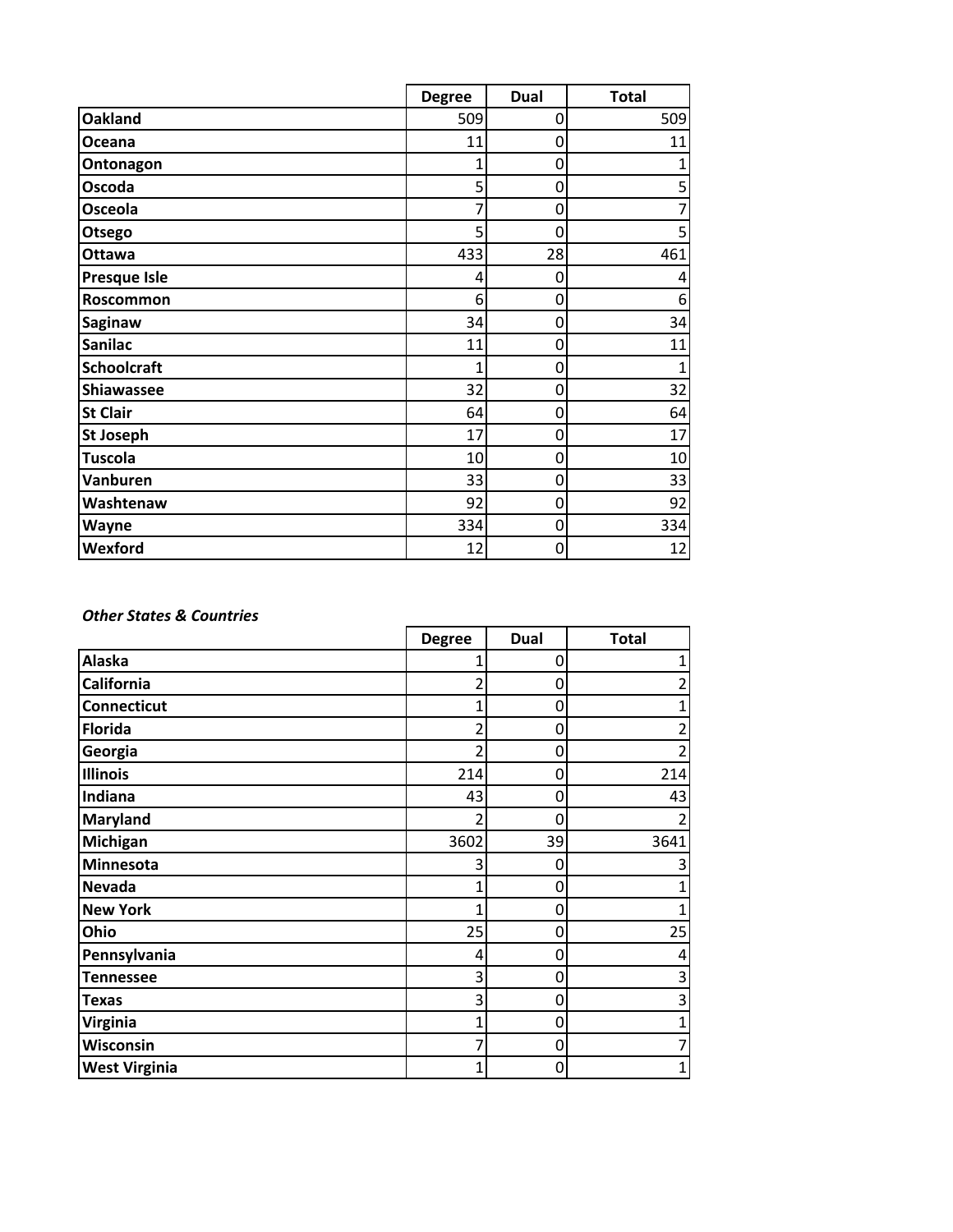| | Degree | Dual | Total |
|---|---|---|---|
| **Oakland** | 509 | 0 | 509 |
| **Oceana** | 11 | 0 | 11 |
| **Ontonagon** | 1 | 0 | 1 |
| **Oscoda** | 5 | 0 | 5 |
| **Osceola** | 7 | 0 | 7 |
| **Otsego** | 5 | 0 | 5 |
| **Ottawa** | 433 | 28 | 461 |
| **Presque Isle** | 4 | 0 | 4 |
| **Roscommon** | 6 | 0 | 6 |
| **Saginaw** | 34 | 0 | 34 |
| **Sanilac** | 11 | 0 | 11 |
| **Schoolcraft** | 1 | 0 | 1 |
| **Shiawassee** | 32 | 0 | 32 |
| **St Clair** | 64 | 0 | 64 |
| **St Joseph** | 17 | 0 | 17 |
| **Tuscola** | 10 | 0 | 10 |
| **Vanburen** | 33 | 0 | 33 |
| **Washtenaw** | 92 | 0 | 92 |
| **Wayne** | 334 | 0 | 334 |
| **Wexford** | 12 | 0 | 12 |

***Other States & Countries***

| | Degree | Dual | Total |
|---|---|---|---|
| **Alaska** | 1 | 0 | 1 |
| **California** | 2 | 0 | 2 |
| **Connecticut** | 1 | 0 | 1 |
| **Florida** | 2 | 0 | 2 |
| **Georgia** | 2 | 0 | 2 |
| **Illinois** | 214 | 0 | 214 |
| **Indiana** | 43 | 0 | 43 |
| **Maryland** | 2 | 0 | 2 |
| **Michigan** | 3602 | 39 | 3641 |
| **Minnesota** | 3 | 0 | 3 |
| **Nevada** | 1 | 0 | 1 |
| **New York** | 1 | 0 | 1 |
| **Ohio** | 25 | 0 | 25 |
| **Pennsylvania** | 4 | 0 | 4 |
| **Tennessee** | 3 | 0 | 3 |
| **Texas** | 3 | 0 | 3 |
| **Virginia** | 1 | 0 | 1 |
| **Wisconsin** | 7 | 0 | 7 |
| **West Virginia** | 1 | 0 | 1 |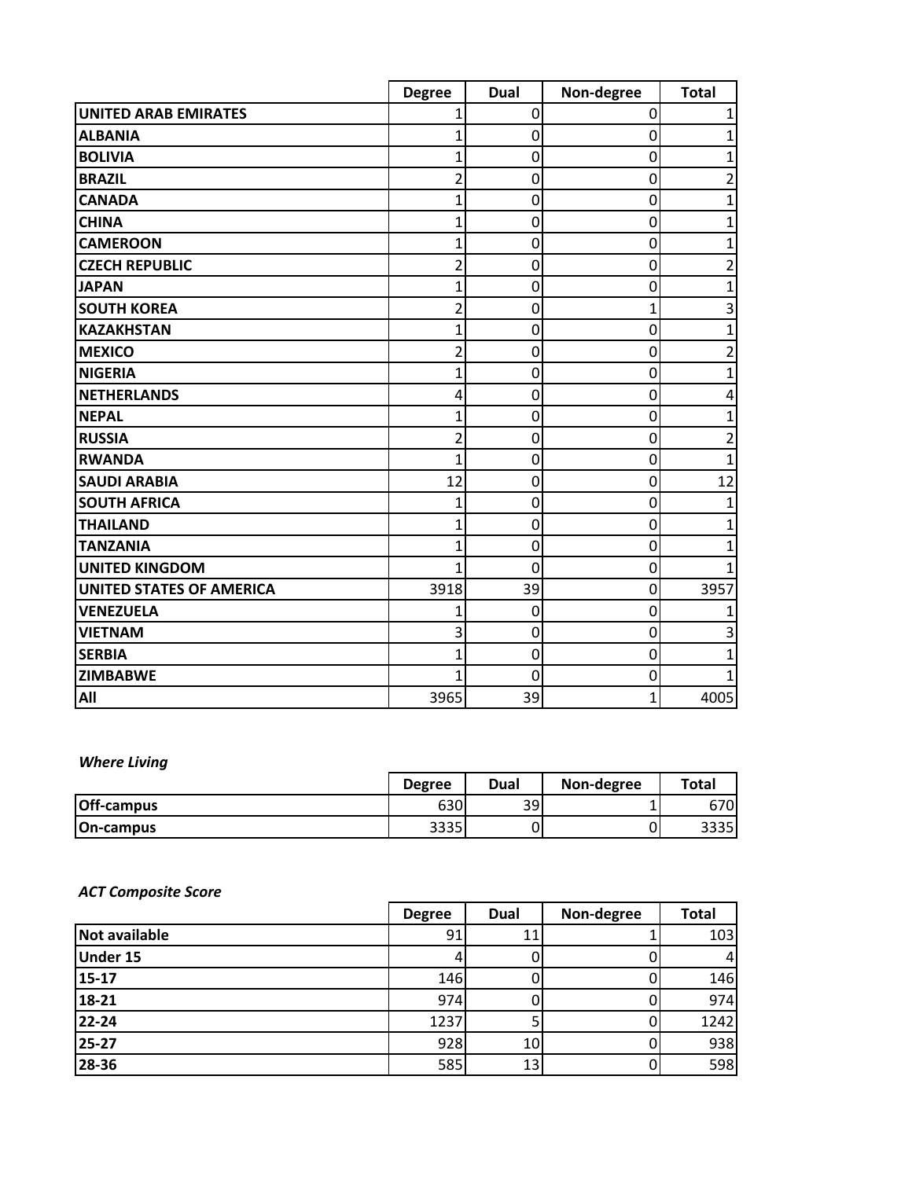| | Degree | Dual | Non-degree | Total |
|---|---|---|---|---|
| **UNITED ARAB EMIRATES** | 1 | 0 | 0 | 1 |
| **ALBANIA** | 1 | 0 | 0 | 1 |
| **BOLIVIA** | 1 | 0 | 0 | 1 |
| **BRAZIL** | 2 | 0 | 0 | 2 |
| **CANADA** | 1 | 0 | 0 | 1 |
| **CHINA** | 1 | 0 | 0 | 1 |
| **CAMEROON** | 1 | 0 | 0 | 1 |
| **CZECH REPUBLIC** | 2 | 0 | 0 | 2 |
| **JAPAN** | 1 | 0 | 0 | 1 |
| **SOUTH KOREA** | 2 | 0 | 1 | 3 |
| **KAZAKHSTAN** | 1 | 0 | 0 | 1 |
| **MEXICO** | 2 | 0 | 0 | 2 |
| **NIGERIA** | 1 | 0 | 0 | 1 |
| **NETHERLANDS** | 4 | 0 | 0 | 4 |
| **NEPAL** | 1 | 0 | 0 | 1 |
| **RUSSIA** | 2 | 0 | 0 | 2 |
| **RWANDA** | 1 | 0 | 0 | 1 |
| **SAUDI ARABIA** | 12 | 0 | 0 | 12 |
| **SOUTH AFRICA** | 1 | 0 | 0 | 1 |
| **THAILAND** | 1 | 0 | 0 | 1 |
| **TANZANIA** | 1 | 0 | 0 | 1 |
| **UNITED KINGDOM** | 1 | 0 | 0 | 1 |
| **UNITED STATES OF AMERICA** | 3918 | 39 | 0 | 3957 |
| **VENEZUELA** | 1 | 0 | 0 | 1 |
| **VIETNAM** | 3 | 0 | 0 | 3 |
| **SERBIA** | 1 | 0 | 0 | 1 |
| **ZIMBABWE** | 1 | 0 | 0 | 1 |
| **All** | 3965 | 39 | 1 | 4005 |

***Where Living***

| | Degree | Dual | Non-degree | Total |
|---|---|---|---|---|
| **Off-campus** | 630 | 39 | 1 | 670 |
| **On-campus** | 3335 | 0 | 0 | 3335 |

***ACT Composite Score***

| | Degree | Dual | Non-degree | Total |
|---|---|---|---|---|
| **Not available** | 91 | 11 | 1 | 103 |
| **Under 15** | 4 | 0 | 0 | 4 |
| **15-17** | 146 | 0 | 0 | 146 |
| **18-21** | 974 | 0 | 0 | 974 |
| **22-24** | 1237 | 5 | 0 | 1242 |
| **25-27** | 928 | 10 | 0 | 938 |
| **28-36** | 585 | 13 | 0 | 598 |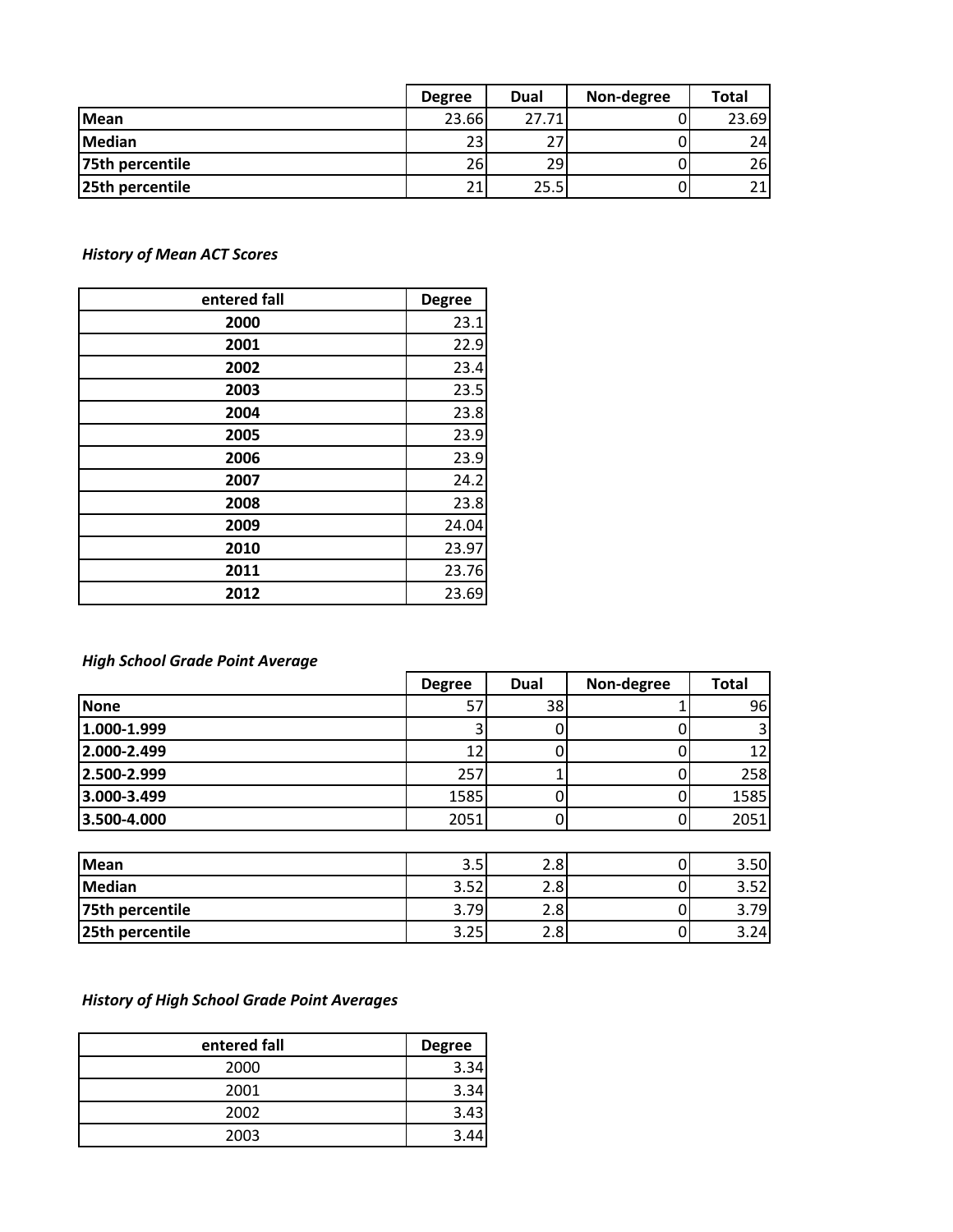| | Degree | Dual | Non-degree | Total |
|---|---|---|---|---|
| Mean | 23.66 | 27.71 | 0 | 23.69 |
| Median | 23 | 27 | 0 | 24 |
| 75th percentile | 26 | 29 | 0 | 26 |
| 25th percentile | 21 | 25.5 | 0 | 21 |

***History of Mean ACT Scores***

| entered fall | Degree |
|---|---|
| 2000 | 23.1 |
| 2001 | 22.9 |
| 2002 | 23.4 |
| 2003 | 23.5 |
| 2004 | 23.8 |
| 2005 | 23.9 |
| 2006 | 23.9 |
| 2007 | 24.2 |
| 2008 | 23.8 |
| 2009 | 24.04 |
| 2010 | 23.97 |
| 2011 | 23.76 |
| 2012 | 23.69 |

***High School Grade Point Average***

| | Degree | Dual | Non-degree | Total |
|---|---|---|---|---|
| None | 57 | 38 | 1 | 96 |
| 1.000-1.999 | 3 | 0 | 0 | 3 |
| 2.000-2.499 | 12 | 0 | 0 | 12 |
| 2.500-2.999 | 257 | 1 | 0 | 258 |
| 3.000-3.499 | 1585 | 0 | 0 | 1585 |
| 3.500-4.000 | 2051 | 0 | 0 | 2051 |

| | Degree | Dual | Non-degree | Total |
|---|---|---|---|---|
| Mean | 3.5 | 2.8 | 0 | 3.50 |
| Median | 3.52 | 2.8 | 0 | 3.52 |
| 75th percentile | 3.79 | 2.8 | 0 | 3.79 |
| 25th percentile | 3.25 | 2.8 | 0 | 3.24 |

***History of High School Grade Point Averages***

| entered fall | Degree |
|---|---|
| 2000 | 3.34 |
| 2001 | 3.34 |
| 2002 | 3.43 |
| 2003 | 3.44 |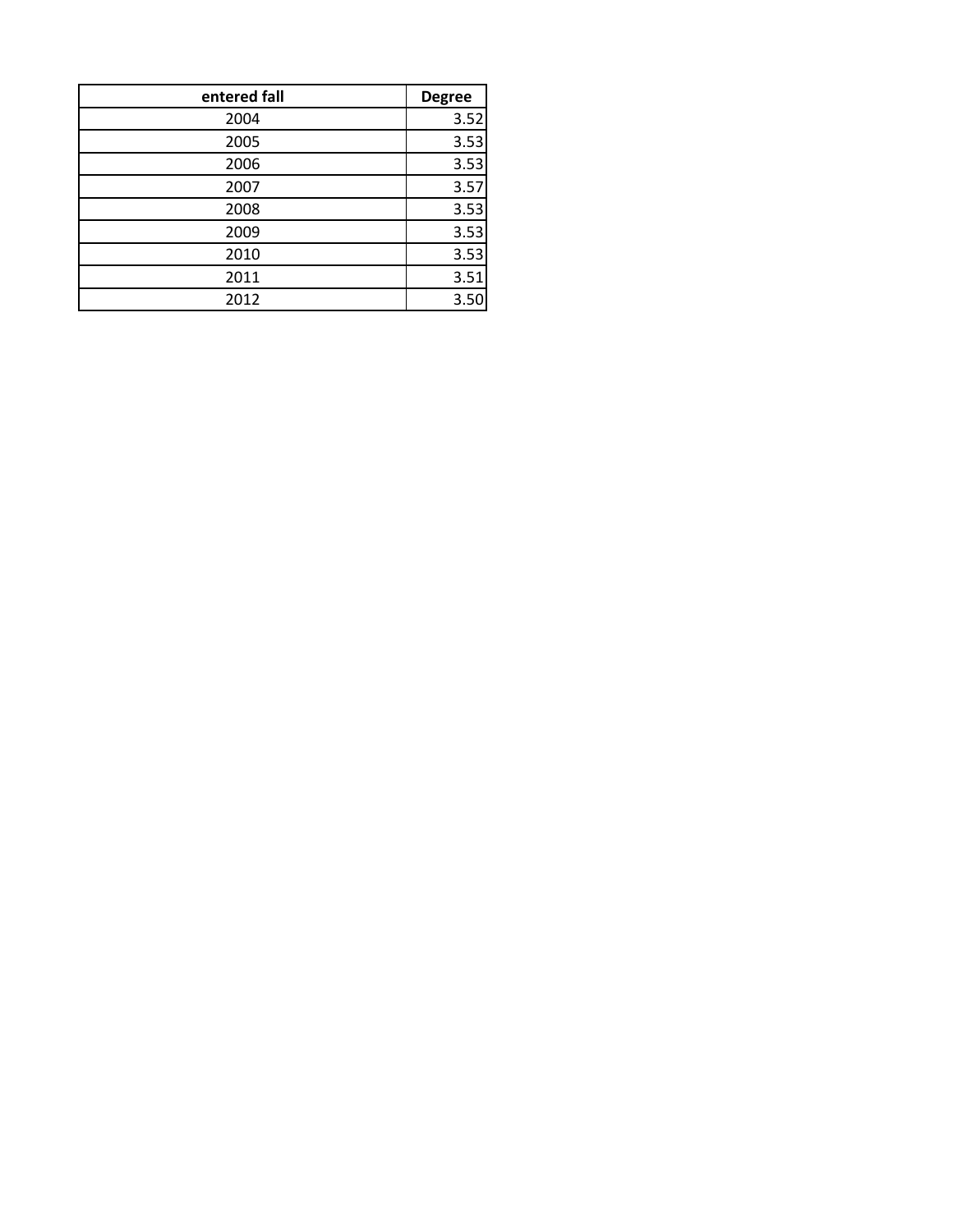| entered fall | Degree |
|---|---|
| 2004 | 3.52 |
| 2005 | 3.53 |
| 2006 | 3.53 |
| 2007 | 3.57 |
| 2008 | 3.53 |
| 2009 | 3.53 |
| 2010 | 3.53 |
| 2011 | 3.51 |
| 2012 | 3.50 |